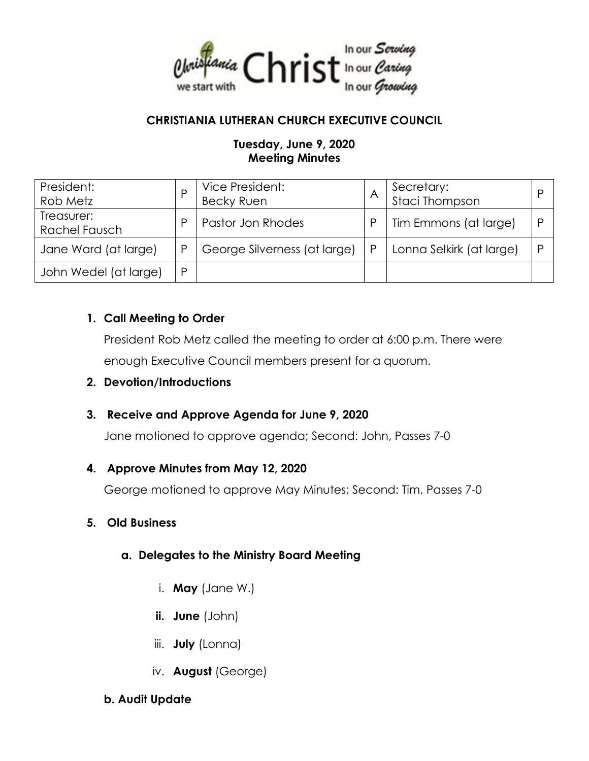Christiania we start with Christ — In our Serving, In our Caring, In our Growing

# CHRISTIANIA LUTHERAN CHURCH EXECUTIVE COUNCIL

## Tuesday, June 9, 2020
## Meeting Minutes

| | | | | | |
|---|---|---|---|---|---|
| President: Rob Metz | P | Vice President: Becky Ruen | A | Secretary: Staci Thompson | P |
| Treasurer: Rachel Fausch | P | Pastor Jon Rhodes | P | Tim Emmons (at large) | P |
| Jane Ward (at large) | P | George Silverness (at large) | P | Lonna Selkirk (at large) | P |
| John Wedel (at large) | P | | | | |

1. **Call Meeting to Order**

   President Rob Metz called the meeting to order at 6:00 p.m. There were enough Executive Council members present for a quorum.

2. **Devotion/Introductions**

3. **Receive and Approve Agenda for June 9, 2020**

   Jane motioned to approve agenda; Second: John, Passes 7-0

4. **Approve Minutes from May 12, 2020**

   George motioned to approve May Minutes; Second: Tim, Passes 7-0

5. **Old Business**

   **a. Delegates to the Ministry Board Meeting**

   i. **May** (Jane W.)

   ii. **June** (John)

   iii. **July** (Lonna)

   iv. **August** (George)

   **b. Audit Update**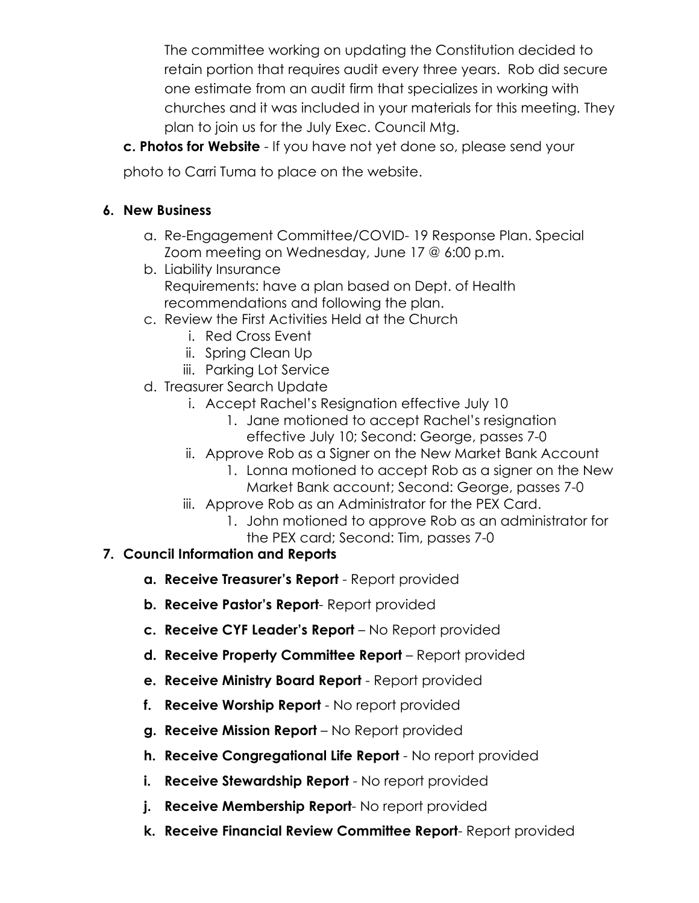The committee working on updating the Constitution decided to retain portion that requires audit every three years. Rob did secure one estimate from an audit firm that specializes in working with churches and it was included in your materials for this meeting. They plan to join us for the July Exec. Council Mtg.

**c. Photos for Website** - If you have not yet done so, please send your photo to Carri Tuma to place on the website.

**6. New Business**

a. Re-Engagement Committee/COVID- 19 Response Plan. Special Zoom meeting on Wednesday, June 17 @ 6:00 p.m.

b. Liability Insurance
Requirements: have a plan based on Dept. of Health recommendations and following the plan.

c. Review the First Activities Held at the Church
   - i. Red Cross Event
   - ii. Spring Clean Up
   - iii. Parking Lot Service

d. Treasurer Search Update
   - i. Accept Rachel's Resignation effective July 10
     1. Jane motioned to accept Rachel's resignation effective July 10; Second: George, passes 7-0
   - ii. Approve Rob as a Signer on the New Market Bank Account
     1. Lonna motioned to accept Rob as a signer on the New Market Bank account; Second: George, passes 7-0
   - iii. Approve Rob as an Administrator for the PEX Card.
     1. John motioned to approve Rob as an administrator for the PEX card; Second: Tim, passes 7-0

**7. Council Information and Reports**

**a. Receive Treasurer's Report** - Report provided

**b. Receive Pastor's Report**- Report provided

**c. Receive CYF Leader's Report** – No Report provided

**d. Receive Property Committee Report** – Report provided

**e. Receive Ministry Board Report** - Report provided

**f. Receive Worship Report** - No report provided

**g. Receive Mission Report** – No Report provided

**h. Receive Congregational Life Report** - No report provided

**i. Receive Stewardship Report** - No report provided

**j. Receive Membership Report**- No report provided

**k. Receive Financial Review Committee Report**- Report provided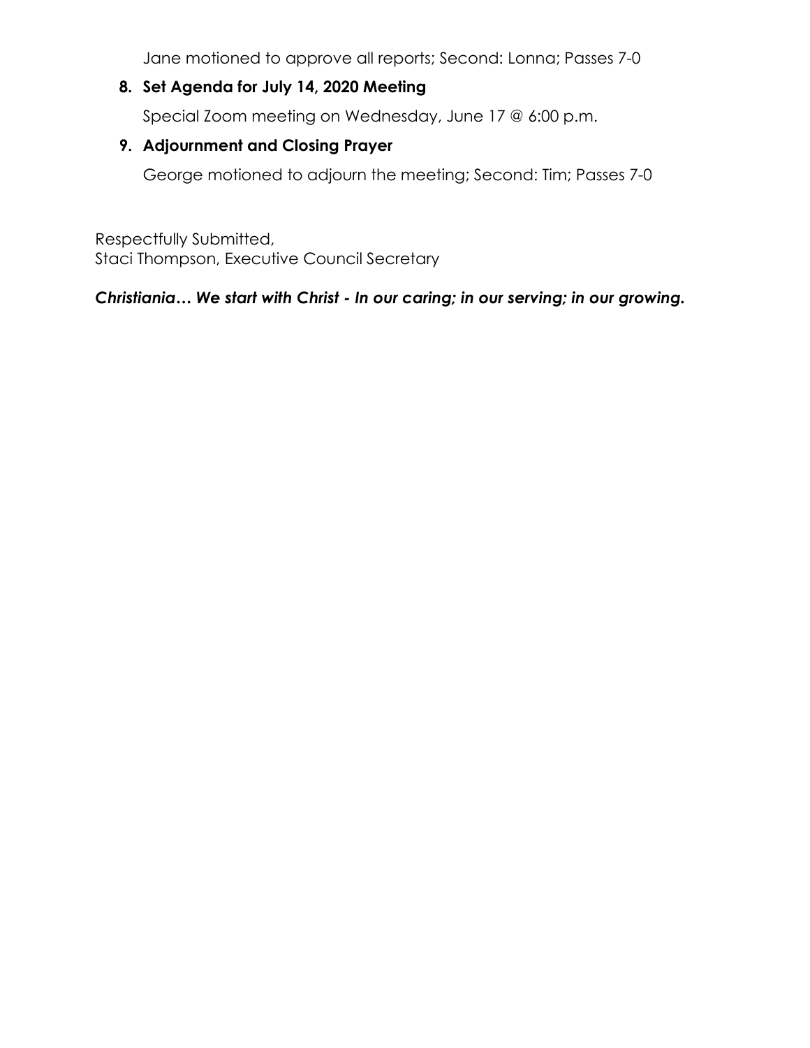Jane motioned to approve all reports; Second: Lonna; Passes 7-0

8. **Set Agenda for July 14, 2020 Meeting**

   Special Zoom meeting on Wednesday, June 17 @ 6:00 p.m.

9. **Adjournment and Closing Prayer**

   George motioned to adjourn the meeting; Second: Tim; Passes 7-0

Respectfully Submitted,
Staci Thompson, Executive Council Secretary

***Christiania… We start with Christ - In our caring; in our serving; in our growing.***